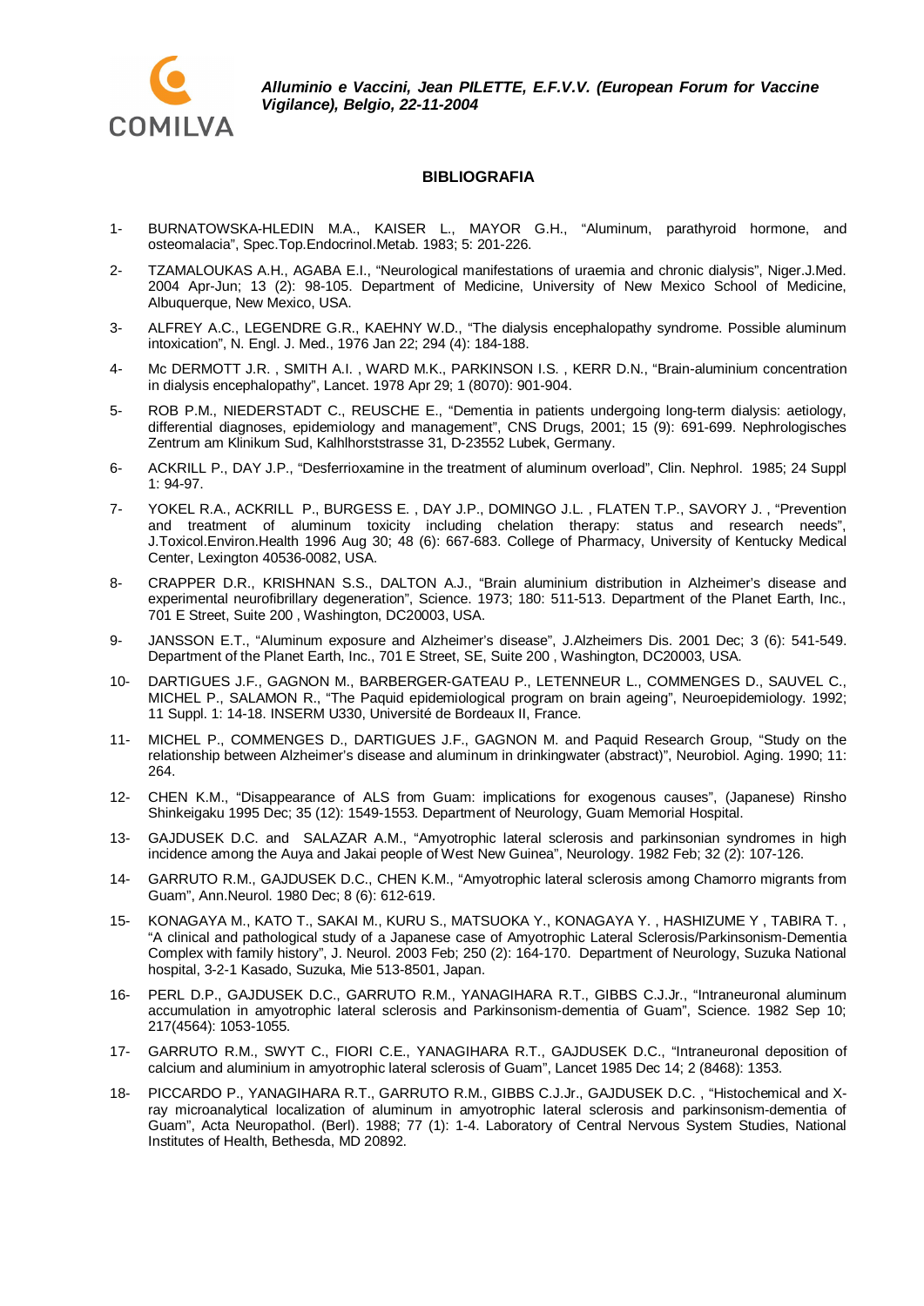**COMILVA**

***Alluminio e Vaccini, Jean PILETTE, E.F.V.V. (European Forum for Vaccine Vigilance), Belgio, 22-11-2004***

## BIBLIOGRAFIA

1- BURNATOWSKA-HLEDIN M.A., KAISER L., MAYOR G.H., "Aluminum, parathyroid hormone, and osteomalacia", Spec.Top.Endocrinol.Metab. 1983; 5: 201-226.

2- TZAMALOUKAS A.H., AGABA E.I., "Neurological manifestations of uraemia and chronic dialysis", Niger.J.Med. 2004 Apr-Jun; 13 (2): 98-105. Department of Medicine, University of New Mexico School of Medicine, Albuquerque, New Mexico, USA.

3- ALFREY A.C., LEGENDRE G.R., KAEHNY W.D., "The dialysis encephalopathy syndrome. Possible aluminum intoxication", N. Engl. J. Med., 1976 Jan 22; 294 (4): 184-188.

4- Mc DERMOTT J.R. , SMITH A.I. , WARD M.K., PARKINSON I.S. , KERR D.N., "Brain-aluminium concentration in dialysis encephalopathy", Lancet. 1978 Apr 29; 1 (8070): 901-904.

5- ROB P.M., NIEDERSTADT C., REUSCHE E., "Dementia in patients undergoing long-term dialysis: aetiology, differential diagnoses, epidemiology and management", CNS Drugs, 2001; 15 (9): 691-699. Nephrologisches Zentrum am Klinikum Sud, Kalhlhorststrasse 31, D-23552 Lubek, Germany.

6- ACKRILL P., DAY J.P., "Desferrioxamine in the treatment of aluminum overload", Clin. Nephrol. 1985; 24 Suppl 1: 94-97.

7- YOKEL R.A., ACKRILL P., BURGESS E. , DAY J.P., DOMINGO J.L. , FLATEN T.P., SAVORY J. , "Prevention and treatment of aluminum toxicity including chelation therapy: status and research needs", J.Toxicol.Environ.Health 1996 Aug 30; 48 (6): 667-683. College of Pharmacy, University of Kentucky Medical Center, Lexington 40536-0082, USA.

8- CRAPPER D.R., KRISHNAN S.S., DALTON A.J., "Brain aluminium distribution in Alzheimer's disease and experimental neurofibrillary degeneration", Science. 1973; 180: 511-513. Department of the Planet Earth, Inc., 701 E Street, Suite 200 , Washington, DC20003, USA.

9- JANSSON E.T., "Aluminum exposure and Alzheimer's disease", J.Alzheimers Dis. 2001 Dec; 3 (6): 541-549. Department of the Planet Earth, Inc., 701 E Street, SE, Suite 200 , Washington, DC20003, USA.

10- DARTIGUES J.F., GAGNON M., BARBERGER-GATEAU P., LETENNEUR L., COMMENGES D., SAUVEL C., MICHEL P., SALAMON R., "The Paquid epidemiological program on brain ageing", Neuroepidemiology. 1992; 11 Suppl. 1: 14-18. INSERM U330, Université de Bordeaux II, France.

11- MICHEL P., COMMENGES D., DARTIGUES J.F., GAGNON M. and Paquid Research Group, "Study on the relationship between Alzheimer's disease and aluminum in drinkingwater (abstract)", Neurobiol. Aging. 1990; 11: 264.

12- CHEN K.M., "Disappearance of ALS from Guam: implications for exogenous causes", (Japanese) Rinsho Shinkeigaku 1995 Dec; 35 (12): 1549-1553. Department of Neurology, Guam Memorial Hospital.

13- GAJDUSEK D.C. and SALAZAR A.M., "Amyotrophic lateral sclerosis and parkinsonian syndromes in high incidence among the Auya and Jakai people of West New Guinea", Neurology. 1982 Feb; 32 (2): 107-126.

14- GARRUTO R.M., GAJDUSEK D.C., CHEN K.M., "Amyotrophic lateral sclerosis among Chamorro migrants from Guam", Ann.Neurol. 1980 Dec; 8 (6): 612-619.

15- KONAGAYA M., KATO T., SAKAI M., KURU S., MATSUOKA Y., KONAGAYA Y. , HASHIZUME Y , TABIRA T. , "A clinical and pathological study of a Japanese case of Amyotrophic Lateral Sclerosis/Parkinsonism-Dementia Complex with family history", J. Neurol. 2003 Feb; 250 (2): 164-170. Department of Neurology, Suzuka National hospital, 3-2-1 Kasado, Suzuka, Mie 513-8501, Japan.

16- PERL D.P., GAJDUSEK D.C., GARRUTO R.M., YANAGIHARA R.T., GIBBS C.J.Jr., "Intraneuronal aluminum accumulation in amyotrophic lateral sclerosis and Parkinsonism-dementia of Guam", Science. 1982 Sep 10; 217(4564): 1053-1055.

17- GARRUTO R.M., SWYT C., FIORI C.E., YANAGIHARA R.T., GAJDUSEK D.C., "Intraneuronal deposition of calcium and aluminium in amyotrophic lateral sclerosis of Guam", Lancet 1985 Dec 14; 2 (8468): 1353.

18- PICCARDO P., YANAGIHARA R.T., GARRUTO R.M., GIBBS C.J.Jr., GAJDUSEK D.C. , "Histochemical and X-ray microanalytical localization of aluminum in amyotrophic lateral sclerosis and parkinsonism-dementia of Guam", Acta Neuropathol. (Berl). 1988; 77 (1): 1-4. Laboratory of Central Nervous System Studies, National Institutes of Health, Bethesda, MD 20892.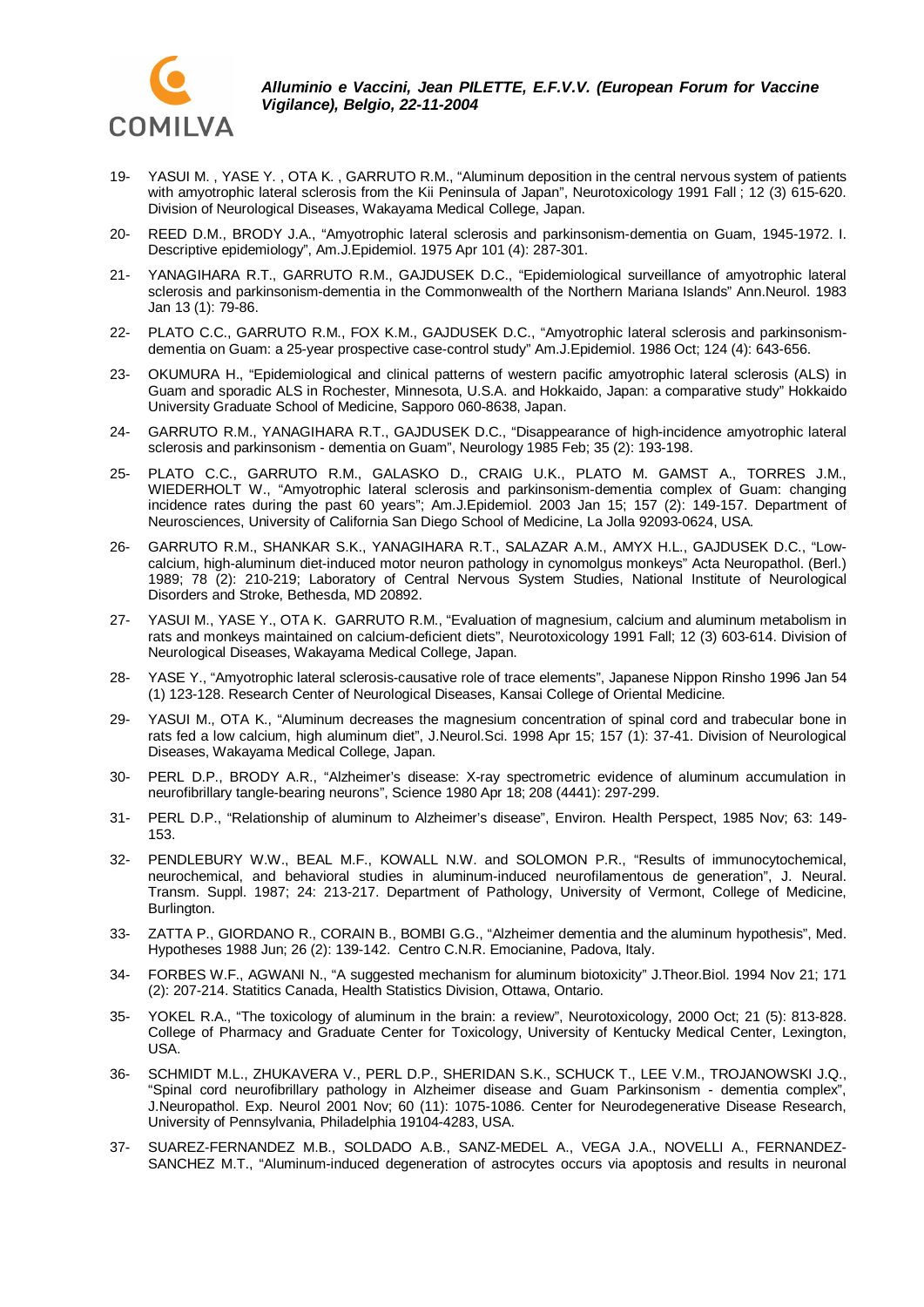19- YASUI M. , YASE Y. , OTA K. , GARRUTO R.M., "Aluminum deposition in the central nervous system of patients with amyotrophic lateral sclerosis from the Kii Peninsula of Japan", Neurotoxicology 1991 Fall ; 12 (3) 615-620. Division of Neurological Diseases, Wakayama Medical College, Japan.

20- REED D.M., BRODY J.A., "Amyotrophic lateral sclerosis and parkinsonism-dementia on Guam, 1945-1972. I. Descriptive epidemiology", Am.J.Epidemiol. 1975 Apr 101 (4): 287-301.

21- YANAGIHARA R.T., GARRUTO R.M., GAJDUSEK D.C., "Epidemiological surveillance of amyotrophic lateral sclerosis and parkinsonism-dementia in the Commonwealth of the Northern Mariana Islands" Ann.Neurol. 1983 Jan 13 (1): 79-86.

22- PLATO C.C., GARRUTO R.M., FOX K.M., GAJDUSEK D.C., "Amyotrophic lateral sclerosis and parkinsonism-dementia on Guam: a 25-year prospective case-control study" Am.J.Epidemiol. 1986 Oct; 124 (4): 643-656.

23- OKUMURA H., "Epidemiological and clinical patterns of western pacific amyotrophic lateral sclerosis (ALS) in Guam and sporadic ALS in Rochester, Minnesota, U.S.A. and Hokkaido, Japan: a comparative study" Hokkaido University Graduate School of Medicine, Sapporo 060-8638, Japan.

24- GARRUTO R.M., YANAGIHARA R.T., GAJDUSEK D.C., "Disappearance of high-incidence amyotrophic lateral sclerosis and parkinsonism - dementia on Guam", Neurology 1985 Feb; 35 (2): 193-198.

25- PLATO C.C., GARRUTO R.M., GALASKO D., CRAIG U.K., PLATO M. GAMST A., TORRES J.M., WIEDERHOLT W., "Amyotrophic lateral sclerosis and parkinsonism-dementia complex of Guam: changing incidence rates during the past 60 years"; Am.J.Epidemiol. 2003 Jan 15; 157 (2): 149-157. Department of Neurosciences, University of California San Diego School of Medicine, La Jolla 92093-0624, USA.

26- GARRUTO R.M., SHANKAR S.K., YANAGIHARA R.T., SALAZAR A.M., AMYX H.L., GAJDUSEK D.C., "Low-calcium, high-aluminum diet-induced motor neuron pathology in cynomolgus monkeys" Acta Neuropathol. (Berl.) 1989; 78 (2): 210-219; Laboratory of Central Nervous System Studies, National Institute of Neurological Disorders and Stroke, Bethesda, MD 20892.

27- YASUI M., YASE Y., OTA K. GARRUTO R.M., "Evaluation of magnesium, calcium and aluminum metabolism in rats and monkeys maintained on calcium-deficient diets", Neurotoxicology 1991 Fall; 12 (3) 603-614. Division of Neurological Diseases, Wakayama Medical College, Japan.

28- YASE Y., "Amyotrophic lateral sclerosis-causative role of trace elements", Japanese Nippon Rinsho 1996 Jan 54 (1) 123-128. Research Center of Neurological Diseases, Kansai College of Oriental Medicine.

29- YASUI M., OTA K., "Aluminum decreases the magnesium concentration of spinal cord and trabecular bone in rats fed a low calcium, high aluminum diet", J.Neurol.Sci. 1998 Apr 15; 157 (1): 37-41. Division of Neurological Diseases, Wakayama Medical College, Japan.

30- PERL D.P., BRODY A.R., "Alzheimer's disease: X-ray spectrometric evidence of aluminum accumulation in neurofibrillary tangle-bearing neurons", Science 1980 Apr 18; 208 (4441): 297-299.

31- PERL D.P., "Relationship of aluminum to Alzheimer's disease", Environ. Health Perspect, 1985 Nov; 63: 149-153.

32- PENDLEBURY W.W., BEAL M.F., KOWALL N.W. and SOLOMON P.R., "Results of immunocytochemical, neurochemical, and behavioral studies in aluminum-induced neurofilamentous de generation", J. Neural. Transm. Suppl. 1987; 24: 213-217. Department of Pathology, University of Vermont, College of Medicine, Burlington.

33- ZATTA P., GIORDANO R., CORAIN B., BOMBI G.G., "Alzheimer dementia and the aluminum hypothesis", Med. Hypotheses 1988 Jun; 26 (2): 139-142. Centro C.N.R. Emocianine, Padova, Italy.

34- FORBES W.F., AGWANI N., "A suggested mechanism for aluminum biotoxicity" J.Theor.Biol. 1994 Nov 21; 171 (2): 207-214. Statitics Canada, Health Statistics Division, Ottawa, Ontario.

35- YOKEL R.A., "The toxicology of aluminum in the brain: a review", Neurotoxicology, 2000 Oct; 21 (5): 813-828. College of Pharmacy and Graduate Center for Toxicology, University of Kentucky Medical Center, Lexington, USA.

36- SCHMIDT M.L., ZHUKAVERA V., PERL D.P., SHERIDAN S.K., SCHUCK T., LEE V.M., TROJANOWSKI J.Q., "Spinal cord neurofibrillary pathology in Alzheimer disease and Guam Parkinsonism - dementia complex", J.Neuropathol. Exp. Neurol 2001 Nov; 60 (11): 1075-1086. Center for Neurodegenerative Disease Research, University of Pennsylvania, Philadelphia 19104-4283, USA.

37- SUAREZ-FERNANDEZ M.B., SOLDADO A.B., SANZ-MEDEL A., VEGA J.A., NOVELLI A., FERNANDEZ-SANCHEZ M.T., "Aluminum-induced degeneration of astrocytes occurs via apoptosis and results in neuronal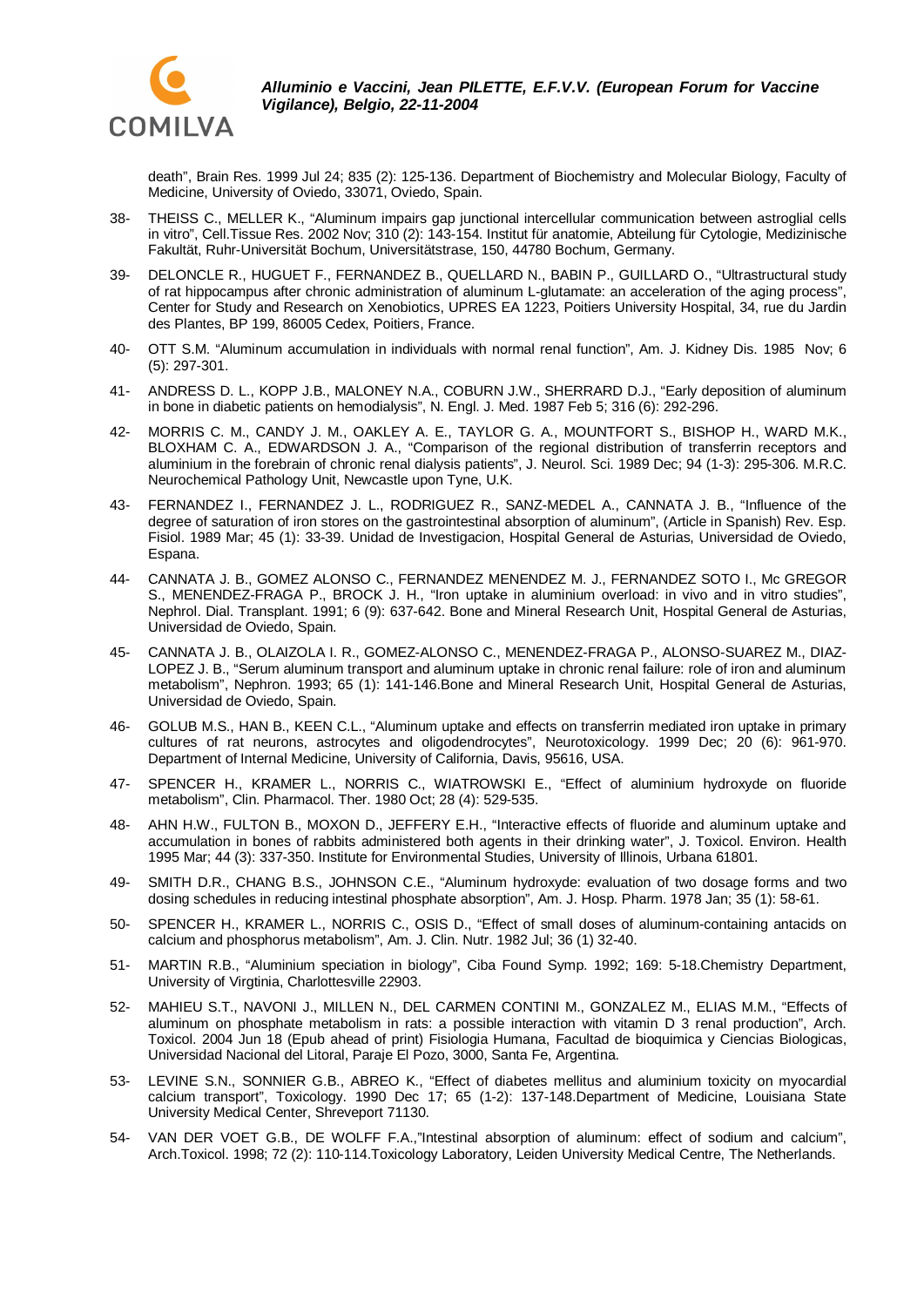death", Brain Res. 1999 Jul 24; 835 (2): 125-136. Department of Biochemistry and Molecular Biology, Faculty of Medicine, University of Oviedo, 33071, Oviedo, Spain.

38- THEISS C., MELLER K., "Aluminum impairs gap junctional intercellular communication between astroglial cells in vitro", Cell.Tissue Res. 2002 Nov; 310 (2): 143-154. Institut für anatomie, Abteilung für Cytologie, Medizinische Fakultät, Ruhr-Universität Bochum, Universitätstrase, 150, 44780 Bochum, Germany.

39- DELONCLE R., HUGUET F., FERNANDEZ B., QUELLARD N., BABIN P., GUILLARD O., "Ultrastructural study of rat hippocampus after chronic administration of aluminum L-glutamate: an acceleration of the aging process", Center for Study and Research on Xenobiotics, UPRES EA 1223, Poitiers University Hospital, 34, rue du Jardin des Plantes, BP 199, 86005 Cedex, Poitiers, France.

40- OTT S.M. "Aluminum accumulation in individuals with normal renal function", Am. J. Kidney Dis. 1985 Nov; 6 (5): 297-301.

41- ANDRESS D. L., KOPP J.B., MALONEY N.A., COBURN J.W., SHERRARD D.J., "Early deposition of aluminum in bone in diabetic patients on hemodialysis", N. Engl. J. Med. 1987 Feb 5; 316 (6): 292-296.

42- MORRIS C. M., CANDY J. M., OAKLEY A. E., TAYLOR G. A., MOUNTFORT S., BISHOP H., WARD M.K., BLOXHAM C. A., EDWARDSON J. A., "Comparison of the regional distribution of transferrin receptors and aluminium in the forebrain of chronic renal dialysis patients", J. Neurol. Sci. 1989 Dec; 94 (1-3): 295-306. M.R.C. Neurochemical Pathology Unit, Newcastle upon Tyne, U.K.

43- FERNANDEZ I., FERNANDEZ J. L., RODRIGUEZ R., SANZ-MEDEL A., CANNATA J. B., "Influence of the degree of saturation of iron stores on the gastrointestinal absorption of aluminum", (Article in Spanish) Rev. Esp. Fisiol. 1989 Mar; 45 (1): 33-39. Unidad de Investigacion, Hospital General de Asturias, Universidad de Oviedo, Espana.

44- CANNATA J. B., GOMEZ ALONSO C., FERNANDEZ MENENDEZ M. J., FERNANDEZ SOTO I., Mc GREGOR S., MENENDEZ-FRAGA P., BROCK J. H., "Iron uptake in aluminium overload: in vivo and in vitro studies", Nephrol. Dial. Transplant. 1991; 6 (9): 637-642. Bone and Mineral Research Unit, Hospital General de Asturias, Universidad de Oviedo, Spain.

45- CANNATA J. B., OLAIZOLA I. R., GOMEZ-ALONSO C., MENENDEZ-FRAGA P., ALONSO-SUAREZ M., DIAZ-LOPEZ J. B., "Serum aluminum transport and aluminum uptake in chronic renal failure: role of iron and aluminum metabolism", Nephron. 1993; 65 (1): 141-146.Bone and Mineral Research Unit, Hospital General de Asturias, Universidad de Oviedo, Spain.

46- GOLUB M.S., HAN B., KEEN C.L., "Aluminum uptake and effects on transferrin mediated iron uptake in primary cultures of rat neurons, astrocytes and oligodendrocytes", Neurotoxicology. 1999 Dec; 20 (6): 961-970. Department of Internal Medicine, University of California, Davis, 95616, USA.

47- SPENCER H., KRAMER L., NORRIS C., WIATROWSKI E., "Effect of aluminium hydroxyde on fluoride metabolism", Clin. Pharmacol. Ther. 1980 Oct; 28 (4): 529-535.

48- AHN H.W., FULTON B., MOXON D., JEFFERY E.H., "Interactive effects of fluoride and aluminum uptake and accumulation in bones of rabbits administered both agents in their drinking water", J. Toxicol. Environ. Health 1995 Mar; 44 (3): 337-350. Institute for Environmental Studies, University of Illinois, Urbana 61801.

49- SMITH D.R., CHANG B.S., JOHNSON C.E., "Aluminum hydroxyde: evaluation of two dosage forms and two dosing schedules in reducing intestinal phosphate absorption", Am. J. Hosp. Pharm. 1978 Jan; 35 (1): 58-61.

50- SPENCER H., KRAMER L., NORRIS C., OSIS D., "Effect of small doses of aluminum-containing antacids on calcium and phosphorus metabolism", Am. J. Clin. Nutr. 1982 Jul; 36 (1) 32-40.

51- MARTIN R.B., "Aluminium speciation in biology", Ciba Found Symp. 1992; 169: 5-18.Chemistry Department, University of Virgtinia, Charlottesville 22903.

52- MAHIEU S.T., NAVONI J., MILLEN N., DEL CARMEN CONTINI M., GONZALEZ M., ELIAS M.M., "Effects of aluminum on phosphate metabolism in rats: a possible interaction with vitamin D 3 renal production", Arch. Toxicol. 2004 Jun 18 (Epub ahead of print) Fisiologia Humana, Facultad de bioquimica y Ciencias Biologicas, Universidad Nacional del Litoral, Paraje El Pozo, 3000, Santa Fe, Argentina.

53- LEVINE S.N., SONNIER G.B., ABREO K., "Effect of diabetes mellitus and aluminium toxicity on myocardial calcium transport", Toxicology. 1990 Dec 17; 65 (1-2): 137-148.Department of Medicine, Louisiana State University Medical Center, Shreveport 71130.

54- VAN DER VOET G.B., DE WOLFF F.A.,"Intestinal absorption of aluminum: effect of sodium and calcium", Arch.Toxicol. 1998; 72 (2): 110-114.Toxicology Laboratory, Leiden University Medical Centre, The Netherlands.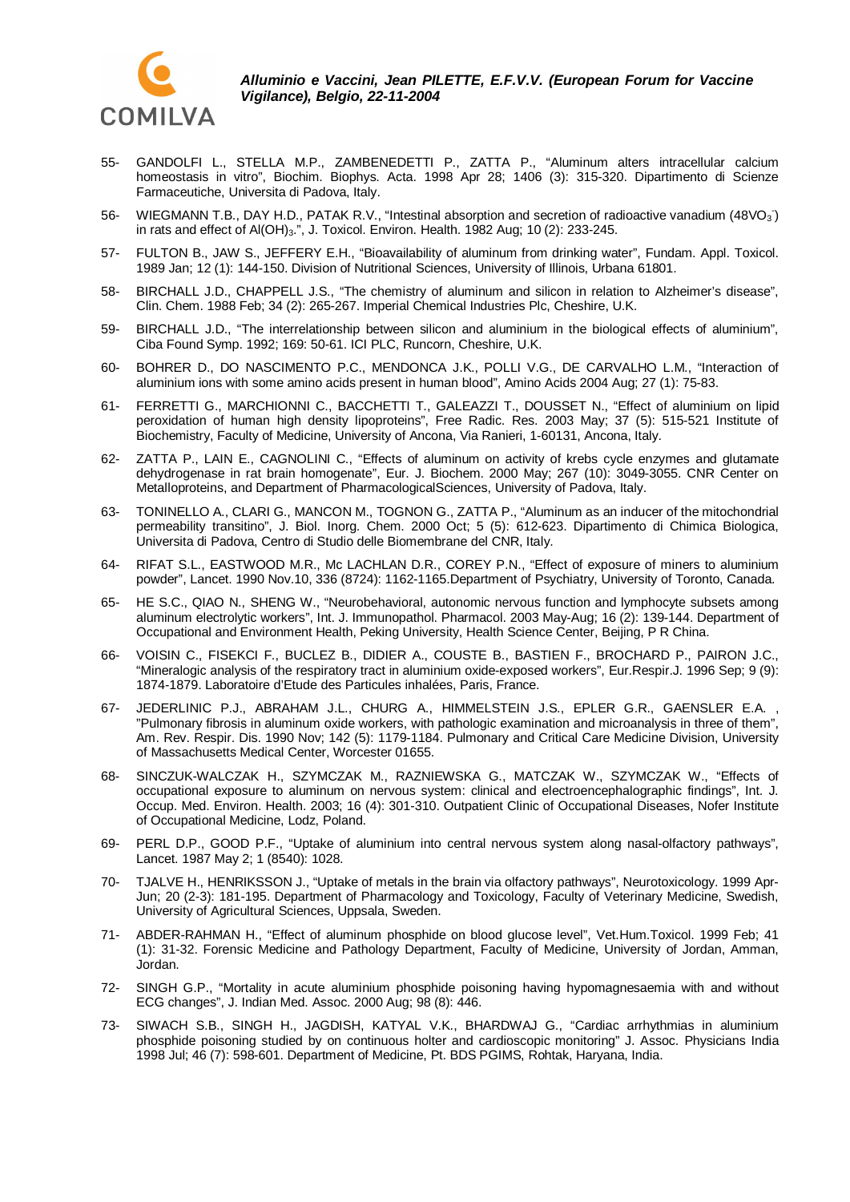55- GANDOLFI L., STELLA M.P., ZAMBENEDETTI P., ZATTA P., "Aluminum alters intracellular calcium homeostasis in vitro", Biochim. Biophys. Acta. 1998 Apr 28; 1406 (3): 315-320. Dipartimento di Scienze Farmaceutiche, Universita di Padova, Italy.

56- WIEGMANN T.B., DAY H.D., PATAK R.V., "Intestinal absorption and secretion of radioactive vanadium ($48VO_3^-$) in rats and effect of $Al(OH)_3$.", J. Toxicol. Environ. Health. 1982 Aug; 10 (2): 233-245.

57- FULTON B., JAW S., JEFFERY E.H., "Bioavailability of aluminum from drinking water", Fundam. Appl. Toxicol. 1989 Jan; 12 (1): 144-150. Division of Nutritional Sciences, University of Illinois, Urbana 61801.

58- BIRCHALL J.D., CHAPPELL J.S., "The chemistry of aluminum and silicon in relation to Alzheimer's disease", Clin. Chem. 1988 Feb; 34 (2): 265-267. Imperial Chemical Industries Plc, Cheshire, U.K.

59- BIRCHALL J.D., "The interrelationship between silicon and aluminium in the biological effects of aluminium", Ciba Found Symp. 1992; 169: 50-61. ICI PLC, Runcorn, Cheshire, U.K.

60- BOHRER D., DO NASCIMENTO P.C., MENDONCA J.K., POLLI V.G., DE CARVALHO L.M., "Interaction of aluminium ions with some amino acids present in human blood", Amino Acids 2004 Aug; 27 (1): 75-83.

61- FERRETTI G., MARCHIONNI C., BACCHETTI T., GALEAZZI T., DOUSSET N., "Effect of aluminium on lipid peroxidation of human high density lipoproteins", Free Radic. Res. 2003 May; 37 (5): 515-521 Institute of Biochemistry, Faculty of Medicine, University of Ancona, Via Ranieri, 1-60131, Ancona, Italy.

62- ZATTA P., LAIN E., CAGNOLINI C., "Effects of aluminum on activity of krebs cycle enzymes and glutamate dehydrogenase in rat brain homogenate", Eur. J. Biochem. 2000 May; 267 (10): 3049-3055. CNR Center on Metalloproteins, and Department of PharmacologicalSciences, University of Padova, Italy.

63- TONINELLO A., CLARI G., MANCON M., TOGNON G., ZATTA P., "Aluminum as an inducer of the mitochondrial permeability transitino", J. Biol. Inorg. Chem. 2000 Oct; 5 (5): 612-623. Dipartimento di Chimica Biologica, Universita di Padova, Centro di Studio delle Biomembrane del CNR, Italy.

64- RIFAT S.L., EASTWOOD M.R., Mc LACHLAN D.R., COREY P.N., "Effect of exposure of miners to aluminium powder", Lancet. 1990 Nov.10, 336 (8724): 1162-1165.Department of Psychiatry, University of Toronto, Canada.

65- HE S.C., QIAO N., SHENG W., "Neurobehavioral, autonomic nervous function and lymphocyte subsets among aluminum electrolytic workers", Int. J. Immunopathol. Pharmacol. 2003 May-Aug; 16 (2): 139-144. Department of Occupational and Environment Health, Peking University, Health Science Center, Beijing, P R China.

66- VOISIN C., FISEKCI F., BUCLEZ B., DIDIER A., COUSTE B., BASTIEN F., BROCHARD P., PAIRON J.C., "Mineralogic analysis of the respiratory tract in aluminium oxide-exposed workers", Eur.Respir.J. 1996 Sep; 9 (9): 1874-1879. Laboratoire d'Etude des Particules inhalées, Paris, France.

67- JEDERLINIC P.J., ABRAHAM J.L., CHURG A., HIMMELSTEIN J.S., EPLER G.R., GAENSLER E.A. , "Pulmonary fibrosis in aluminum oxide workers, with pathologic examination and microanalysis in three of them", Am. Rev. Respir. Dis. 1990 Nov; 142 (5): 1179-1184. Pulmonary and Critical Care Medicine Division, University of Massachusetts Medical Center, Worcester 01655.

68- SINCZUK-WALCZAK H., SZYMCZAK M., RAZNIEWSKA G., MATCZAK W., SZYMCZAK W., "Effects of occupational exposure to aluminum on nervous system: clinical and electroencephalographic findings", Int. J. Occup. Med. Environ. Health. 2003; 16 (4): 301-310. Outpatient Clinic of Occupational Diseases, Nofer Institute of Occupational Medicine, Lodz, Poland.

69- PERL D.P., GOOD P.F., "Uptake of aluminium into central nervous system along nasal-olfactory pathways", Lancet. 1987 May 2; 1 (8540): 1028.

70- TJALVE H., HENRIKSSON J., "Uptake of metals in the brain via olfactory pathways", Neurotoxicology. 1999 Apr-Jun; 20 (2-3): 181-195. Department of Pharmacology and Toxicology, Faculty of Veterinary Medicine, Swedish, University of Agricultural Sciences, Uppsala, Sweden.

71- ABDER-RAHMAN H., "Effect of aluminum phosphide on blood glucose level", Vet.Hum.Toxicol. 1999 Feb; 41 (1): 31-32. Forensic Medicine and Pathology Department, Faculty of Medicine, University of Jordan, Amman, Jordan.

72- SINGH G.P., "Mortality in acute aluminium phosphide poisoning having hypomagnesaemia with and without ECG changes", J. Indian Med. Assoc. 2000 Aug; 98 (8): 446.

73- SIWACH S.B., SINGH H., JAGDISH, KATYAL V.K., BHARDWAJ G., "Cardiac arrhythmias in aluminium phosphide poisoning studied by on continuous holter and cardioscopic monitoring" J. Assoc. Physicians India 1998 Jul; 46 (7): 598-601. Department of Medicine, Pt. BDS PGIMS, Rohtak, Haryana, India.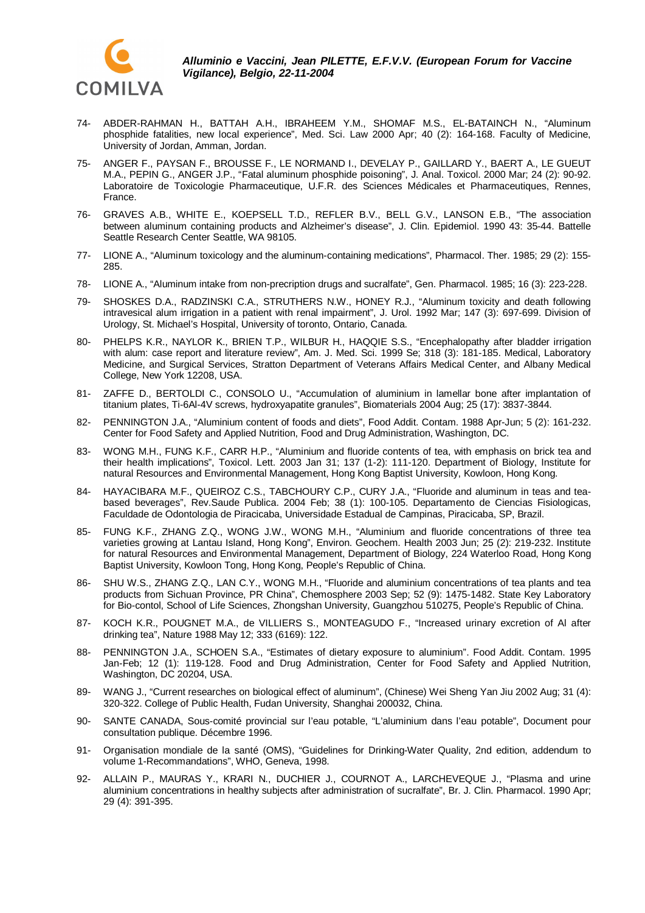74- ABDER-RAHMAN H., BATTAH A.H., IBRAHEEM Y.M., SHOMAF M.S., EL-BATAINCH N., "Aluminum phosphide fatalities, new local experience", Med. Sci. Law 2000 Apr; 40 (2): 164-168. Faculty of Medicine, University of Jordan, Amman, Jordan.

75- ANGER F., PAYSAN F., BROUSSE F., LE NORMAND I., DEVELAY P., GAILLARD Y., BAERT A., LE GUEUT M.A., PEPIN G., ANGER J.P., "Fatal aluminum phosphide poisoning", J. Anal. Toxicol. 2000 Mar; 24 (2): 90-92. Laboratoire de Toxicologie Pharmaceutique, U.F.R. des Sciences Médicales et Pharmaceutiques, Rennes, France.

76- GRAVES A.B., WHITE E., KOEPSELL T.D., REFLER B.V., BELL G.V., LANSON E.B., "The association between aluminum containing products and Alzheimer's disease", J. Clin. Epidemiol. 1990 43: 35-44. Battelle Seattle Research Center Seattle, WA 98105.

77- LIONE A., "Aluminum toxicology and the aluminum-containing medications", Pharmacol. Ther. 1985; 29 (2): 155-285.

78- LIONE A., "Aluminum intake from non-precription drugs and sucralfate", Gen. Pharmacol. 1985; 16 (3): 223-228.

79- SHOSKES D.A., RADZINSKI C.A., STRUTHERS N.W., HONEY R.J., "Aluminum toxicity and death following intravesical alum irrigation in a patient with renal impairment", J. Urol. 1992 Mar; 147 (3): 697-699. Division of Urology, St. Michael's Hospital, University of toronto, Ontario, Canada.

80- PHELPS K.R., NAYLOR K., BRIEN T.P., WILBUR H., HAQQIE S.S., "Encephalopathy after bladder irrigation with alum: case report and literature review", Am. J. Med. Sci. 1999 Se; 318 (3): 181-185. Medical, Laboratory Medicine, and Surgical Services, Stratton Department of Veterans Affairs Medical Center, and Albany Medical College, New York 12208, USA.

81- ZAFFE D., BERTOLDI C., CONSOLO U., "Accumulation of aluminium in lamellar bone after implantation of titanium plates, Ti-6Al-4V screws, hydroxyapatite granules", Biomaterials 2004 Aug; 25 (17): 3837-3844.

82- PENNINGTON J.A., "Aluminium content of foods and diets", Food Addit. Contam. 1988 Apr-Jun; 5 (2): 161-232. Center for Food Safety and Applied Nutrition, Food and Drug Administration, Washington, DC.

83- WONG M.H., FUNG K.F., CARR H.P., "Aluminium and fluoride contents of tea, with emphasis on brick tea and their health implications", Toxicol. Lett. 2003 Jan 31; 137 (1-2): 111-120. Department of Biology, Institute for natural Resources and Environmental Management, Hong Kong Baptist University, Kowloon, Hong Kong.

84- HAYACIBARA M.F., QUEIROZ C.S., TABCHOURY C.P., CURY J.A., "Fluoride and aluminum in teas and tea-based beverages", Rev.Saude Publica. 2004 Feb; 38 (1): 100-105. Departamento de Ciencias Fisiologicas, Faculdade de Odontologia de Piracicaba, Universidade Estadual de Campinas, Piracicaba, SP, Brazil.

85- FUNG K.F., ZHANG Z.Q., WONG J.W., WONG M.H., "Aluminium and fluoride concentrations of three tea varieties growing at Lantau Island, Hong Kong", Environ. Geochem. Health 2003 Jun; 25 (2): 219-232. Institute for natural Resources and Environmental Management, Department of Biology, 224 Waterloo Road, Hong Kong Baptist University, Kowloon Tong, Hong Kong, People's Republic of China.

86- SHU W.S., ZHANG Z.Q., LAN C.Y., WONG M.H., "Fluoride and aluminium concentrations of tea plants and tea products from Sichuan Province, PR China", Chemosphere 2003 Sep; 52 (9): 1475-1482. State Key Laboratory for Bio-contol, School of Life Sciences, Zhongshan University, Guangzhou 510275, People's Republic of China.

87- KOCH K.R., POUGNET M.A., de VILLIERS S., MONTEAGUDO F., "Increased urinary excretion of Al after drinking tea", Nature 1988 May 12; 333 (6169): 122.

88- PENNINGTON J.A., SCHOEN S.A., "Estimates of dietary exposure to aluminium". Food Addit. Contam. 1995 Jan-Feb; 12 (1): 119-128. Food and Drug Administration, Center for Food Safety and Applied Nutrition, Washington, DC 20204, USA.

89- WANG J., "Current researches on biological effect of aluminum", (Chinese) Wei Sheng Yan Jiu 2002 Aug; 31 (4): 320-322. College of Public Health, Fudan University, Shanghai 200032, China.

90- SANTE CANADA, Sous-comité provincial sur l'eau potable, "L'aluminium dans l'eau potable", Document pour consultation publique. Décembre 1996.

91- Organisation mondiale de la santé (OMS), "Guidelines for Drinking-Water Quality, 2nd edition, addendum to volume 1-Recommandations", WHO, Geneva, 1998.

92- ALLAIN P., MAURAS Y., KRARI N., DUCHIER J., COURNOT A., LARCHEVEQUE J., "Plasma and urine aluminium concentrations in healthy subjects after administration of sucralfate", Br. J. Clin. Pharmacol. 1990 Apr; 29 (4): 391-395.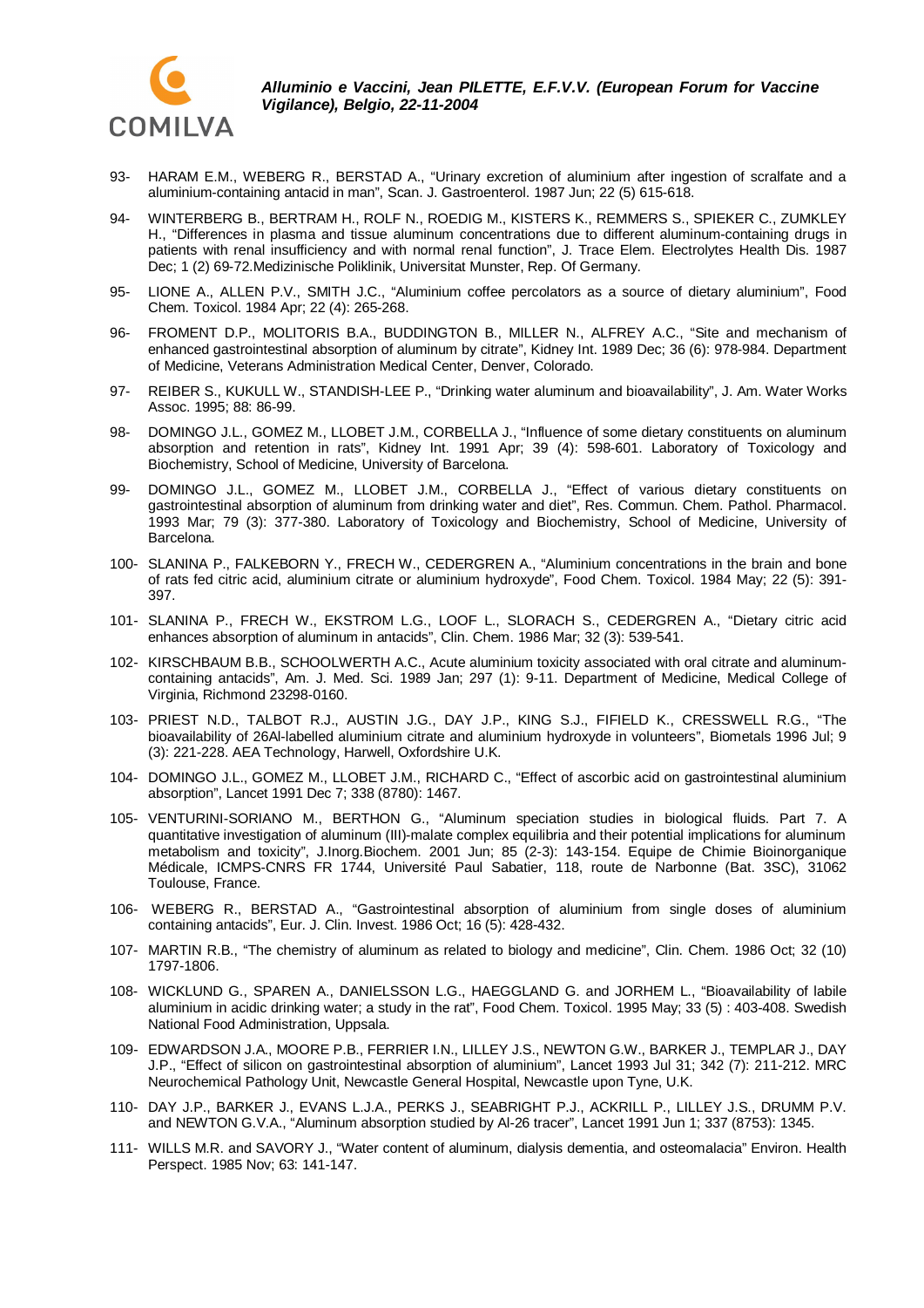93- HARAM E.M., WEBERG R., BERSTAD A., "Urinary excretion of aluminium after ingestion of scralfate and a aluminium-containing antacid in man", Scan. J. Gastroenterol. 1987 Jun; 22 (5) 615-618.

94- WINTERBERG B., BERTRAM H., ROLF N., ROEDIG M., KISTERS K., REMMERS S., SPIEKER C., ZUMKLEY H., "Differences in plasma and tissue aluminum concentrations due to different aluminum-containing drugs in patients with renal insufficiency and with normal renal function", J. Trace Elem. Electrolytes Health Dis. 1987 Dec; 1 (2) 69-72.Medizinische Poliklinik, Universitat Munster, Rep. Of Germany.

95- LIONE A., ALLEN P.V., SMITH J.C., "Aluminium coffee percolators as a source of dietary aluminium", Food Chem. Toxicol. 1984 Apr; 22 (4): 265-268.

96- FROMENT D.P., MOLITORIS B.A., BUDDINGTON B., MILLER N., ALFREY A.C., "Site and mechanism of enhanced gastrointestinal absorption of aluminum by citrate", Kidney Int. 1989 Dec; 36 (6): 978-984. Department of Medicine, Veterans Administration Medical Center, Denver, Colorado.

97- REIBER S., KUKULL W., STANDISH-LEE P., "Drinking water aluminum and bioavailability", J. Am. Water Works Assoc. 1995; 88: 86-99.

98- DOMINGO J.L., GOMEZ M., LLOBET J.M., CORBELLA J., "Influence of some dietary constituents on aluminum absorption and retention in rats", Kidney Int. 1991 Apr; 39 (4): 598-601. Laboratory of Toxicology and Biochemistry, School of Medicine, University of Barcelona.

99- DOMINGO J.L., GOMEZ M., LLOBET J.M., CORBELLA J., "Effect of various dietary constituents on gastrointestinal absorption of aluminum from drinking water and diet", Res. Commun. Chem. Pathol. Pharmacol. 1993 Mar; 79 (3): 377-380. Laboratory of Toxicology and Biochemistry, School of Medicine, University of Barcelona.

100- SLANINA P., FALKEBORN Y., FRECH W., CEDERGREN A., "Aluminium concentrations in the brain and bone of rats fed citric acid, aluminium citrate or aluminium hydroxyde", Food Chem. Toxicol. 1984 May; 22 (5): 391-397.

101- SLANINA P., FRECH W., EKSTROM L.G., LOOF L., SLORACH S., CEDERGREN A., "Dietary citric acid enhances absorption of aluminum in antacids", Clin. Chem. 1986 Mar; 32 (3): 539-541.

102- KIRSCHBAUM B.B., SCHOOLWERTH A.C., Acute aluminium toxicity associated with oral citrate and aluminum-containing antacids", Am. J. Med. Sci. 1989 Jan; 297 (1): 9-11. Department of Medicine, Medical College of Virginia, Richmond 23298-0160.

103- PRIEST N.D., TALBOT R.J., AUSTIN J.G., DAY J.P., KING S.J., FIFIELD K., CRESSWELL R.G., "The bioavailability of 26Al-labelled aluminium citrate and aluminium hydroxyde in volunteers", Biometals 1996 Jul; 9 (3): 221-228. AEA Technology, Harwell, Oxfordshire U.K.

104- DOMINGO J.L., GOMEZ M., LLOBET J.M., RICHARD C., "Effect of ascorbic acid on gastrointestinal aluminium absorption", Lancet 1991 Dec 7; 338 (8780): 1467.

105- VENTURINI-SORIANO M., BERTHON G., "Aluminum speciation studies in biological fluids. Part 7. A quantitative investigation of aluminum (III)-malate complex equilibria and their potential implications for aluminum metabolism and toxicity", J.Inorg.Biochem. 2001 Jun; 85 (2-3): 143-154. Equipe de Chimie Bioinorganique Médicale, ICMPS-CNRS FR 1744, Université Paul Sabatier, 118, route de Narbonne (Bat. 3SC), 31062 Toulouse, France.

106- WEBERG R., BERSTAD A., "Gastrointestinal absorption of aluminium from single doses of aluminium containing antacids", Eur. J. Clin. Invest. 1986 Oct; 16 (5): 428-432.

107- MARTIN R.B., "The chemistry of aluminum as related to biology and medicine", Clin. Chem. 1986 Oct; 32 (10) 1797-1806.

108- WICKLUND G., SPAREN A., DANIELSSON L.G., HAEGGLAND G. and JORHEM L., "Bioavailability of labile aluminium in acidic drinking water; a study in the rat", Food Chem. Toxicol. 1995 May; 33 (5) : 403-408. Swedish National Food Administration, Uppsala.

109- EDWARDSON J.A., MOORE P.B., FERRIER I.N., LILLEY J.S., NEWTON G.W., BARKER J., TEMPLAR J., DAY J.P., "Effect of silicon on gastrointestinal absorption of aluminium", Lancet 1993 Jul 31; 342 (7): 211-212. MRC Neurochemical Pathology Unit, Newcastle General Hospital, Newcastle upon Tyne, U.K.

110- DAY J.P., BARKER J., EVANS L.J.A., PERKS J., SEABRIGHT P.J., ACKRILL P., LILLEY J.S., DRUMM P.V. and NEWTON G.V.A., "Aluminum absorption studied by Al-26 tracer", Lancet 1991 Jun 1; 337 (8753): 1345.

111- WILLS M.R. and SAVORY J., "Water content of aluminum, dialysis dementia, and osteomalacia" Environ. Health Perspect. 1985 Nov; 63: 141-147.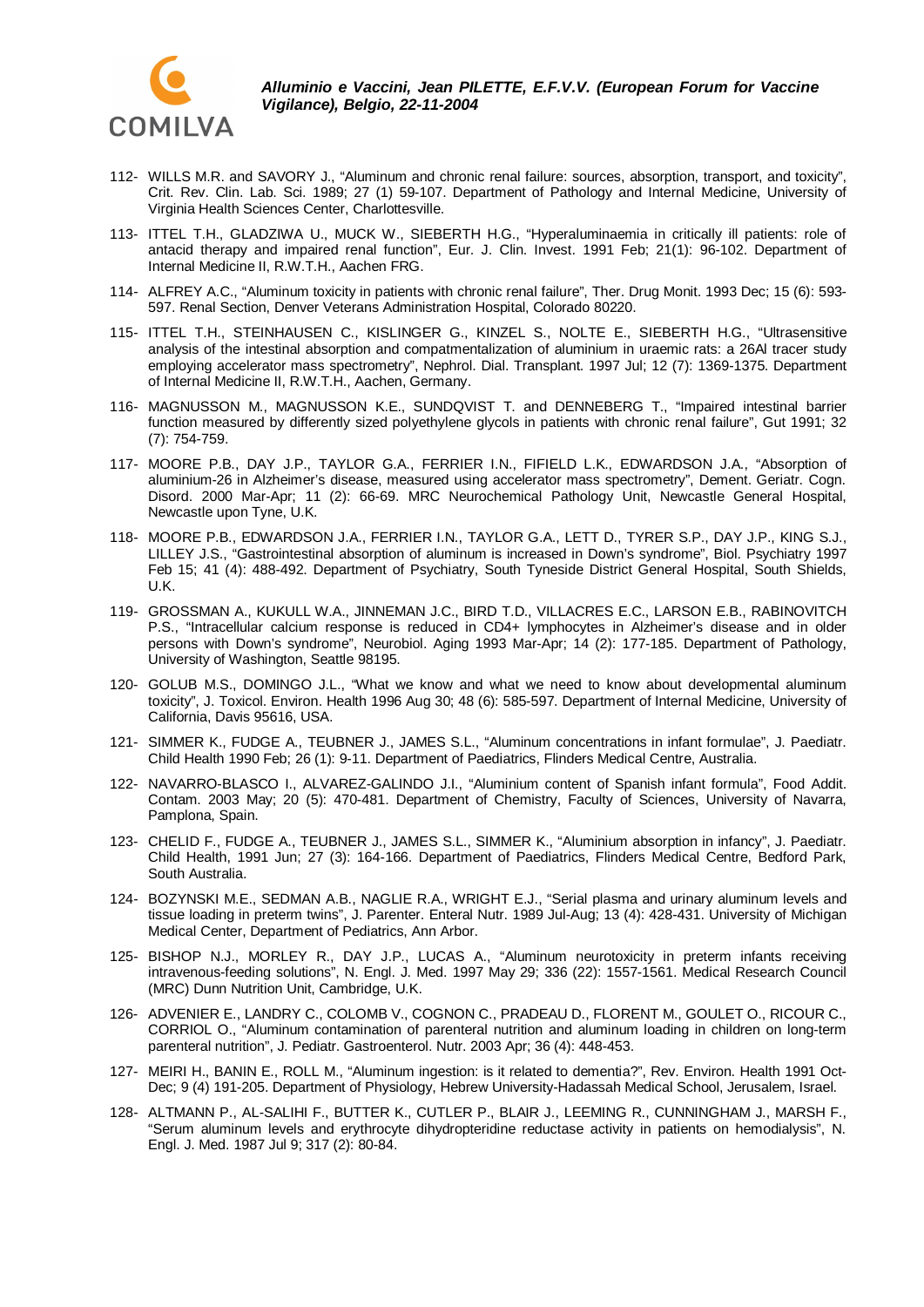112- WILLS M.R. and SAVORY J., "Aluminum and chronic renal failure: sources, absorption, transport, and toxicity", Crit. Rev. Clin. Lab. Sci. 1989; 27 (1) 59-107. Department of Pathology and Internal Medicine, University of Virginia Health Sciences Center, Charlottesville.

113- ITTEL T.H., GLADZIWA U., MUCK W., SIEBERTH H.G., "Hyperaluminaemia in critically ill patients: role of antacid therapy and impaired renal function", Eur. J. Clin. Invest. 1991 Feb; 21(1): 96-102. Department of Internal Medicine II, R.W.T.H., Aachen FRG.

114- ALFREY A.C., "Aluminum toxicity in patients with chronic renal failure", Ther. Drug Monit. 1993 Dec; 15 (6): 593-597. Renal Section, Denver Veterans Administration Hospital, Colorado 80220.

115- ITTEL T.H., STEINHAUSEN C., KISLINGER G., KINZEL S., NOLTE E., SIEBERTH H.G., "Ultrasensitive analysis of the intestinal absorption and compatmentalization of aluminium in uraemic rats: a 26Al tracer study employing accelerator mass spectrometry", Nephrol. Dial. Transplant. 1997 Jul; 12 (7): 1369-1375. Department of Internal Medicine II, R.W.T.H., Aachen, Germany.

116- MAGNUSSON M., MAGNUSSON K.E., SUNDQVIST T. and DENNEBERG T., "Impaired intestinal barrier function measured by differently sized polyethylene glycols in patients with chronic renal failure", Gut 1991; 32 (7): 754-759.

117- MOORE P.B., DAY J.P., TAYLOR G.A., FERRIER I.N., FIFIELD L.K., EDWARDSON J.A., "Absorption of aluminium-26 in Alzheimer's disease, measured using accelerator mass spectrometry", Dement. Geriatr. Cogn. Disord. 2000 Mar-Apr; 11 (2): 66-69. MRC Neurochemical Pathology Unit, Newcastle General Hospital, Newcastle upon Tyne, U.K.

118- MOORE P.B., EDWARDSON J.A., FERRIER I.N., TAYLOR G.A., LETT D., TYRER S.P., DAY J.P., KING S.J., LILLEY J.S., "Gastrointestinal absorption of aluminum is increased in Down's syndrome", Biol. Psychiatry 1997 Feb 15; 41 (4): 488-492. Department of Psychiatry, South Tyneside District General Hospital, South Shields, U.K.

119- GROSSMAN A., KUKULL W.A., JINNEMAN J.C., BIRD T.D., VILLACRES E.C., LARSON E.B., RABINOVITCH P.S., "Intracellular calcium response is reduced in CD4+ lymphocytes in Alzheimer's disease and in older persons with Down's syndrome", Neurobiol. Aging 1993 Mar-Apr; 14 (2): 177-185. Department of Pathology, University of Washington, Seattle 98195.

120- GOLUB M.S., DOMINGO J.L., "What we know and what we need to know about developmental aluminum toxicity", J. Toxicol. Environ. Health 1996 Aug 30; 48 (6): 585-597. Department of Internal Medicine, University of California, Davis 95616, USA.

121- SIMMER K., FUDGE A., TEUBNER J., JAMES S.L., "Aluminum concentrations in infant formulae", J. Paediatr. Child Health 1990 Feb; 26 (1): 9-11. Department of Paediatrics, Flinders Medical Centre, Australia.

122- NAVARRO-BLASCO I., ALVAREZ-GALINDO J.I., "Aluminium content of Spanish infant formula", Food Addit. Contam. 2003 May; 20 (5): 470-481. Department of Chemistry, Faculty of Sciences, University of Navarra, Pamplona, Spain.

123- CHELID F., FUDGE A., TEUBNER J., JAMES S.L., SIMMER K., "Aluminium absorption in infancy", J. Paediatr. Child Health, 1991 Jun; 27 (3): 164-166. Department of Paediatrics, Flinders Medical Centre, Bedford Park, South Australia.

124- BOZYNSKI M.E., SEDMAN A.B., NAGLIE R.A., WRIGHT E.J., "Serial plasma and urinary aluminum levels and tissue loading in preterm twins", J. Parenter. Enteral Nutr. 1989 Jul-Aug; 13 (4): 428-431. University of Michigan Medical Center, Department of Pediatrics, Ann Arbor.

125- BISHOP N.J., MORLEY R., DAY J.P., LUCAS A., "Aluminum neurotoxicity in preterm infants receiving intravenous-feeding solutions", N. Engl. J. Med. 1997 May 29; 336 (22): 1557-1561. Medical Research Council (MRC) Dunn Nutrition Unit, Cambridge, U.K.

126- ADVENIER E., LANDRY C., COLOMB V., COGNON C., PRADEAU D., FLORENT M., GOULET O., RICOUR C., CORRIOL O., "Aluminum contamination of parenteral nutrition and aluminum loading in children on long-term parenteral nutrition", J. Pediatr. Gastroenterol. Nutr. 2003 Apr; 36 (4): 448-453.

127- MEIRI H., BANIN E., ROLL M., "Aluminum ingestion: is it related to dementia?", Rev. Environ. Health 1991 Oct-Dec; 9 (4) 191-205. Department of Physiology, Hebrew University-Hadassah Medical School, Jerusalem, Israel.

128- ALTMANN P., AL-SALIHI F., BUTTER K., CUTLER P., BLAIR J., LEEMING R., CUNNINGHAM J., MARSH F., "Serum aluminum levels and erythrocyte dihydropteridine reductase activity in patients on hemodialysis", N. Engl. J. Med. 1987 Jul 9; 317 (2): 80-84.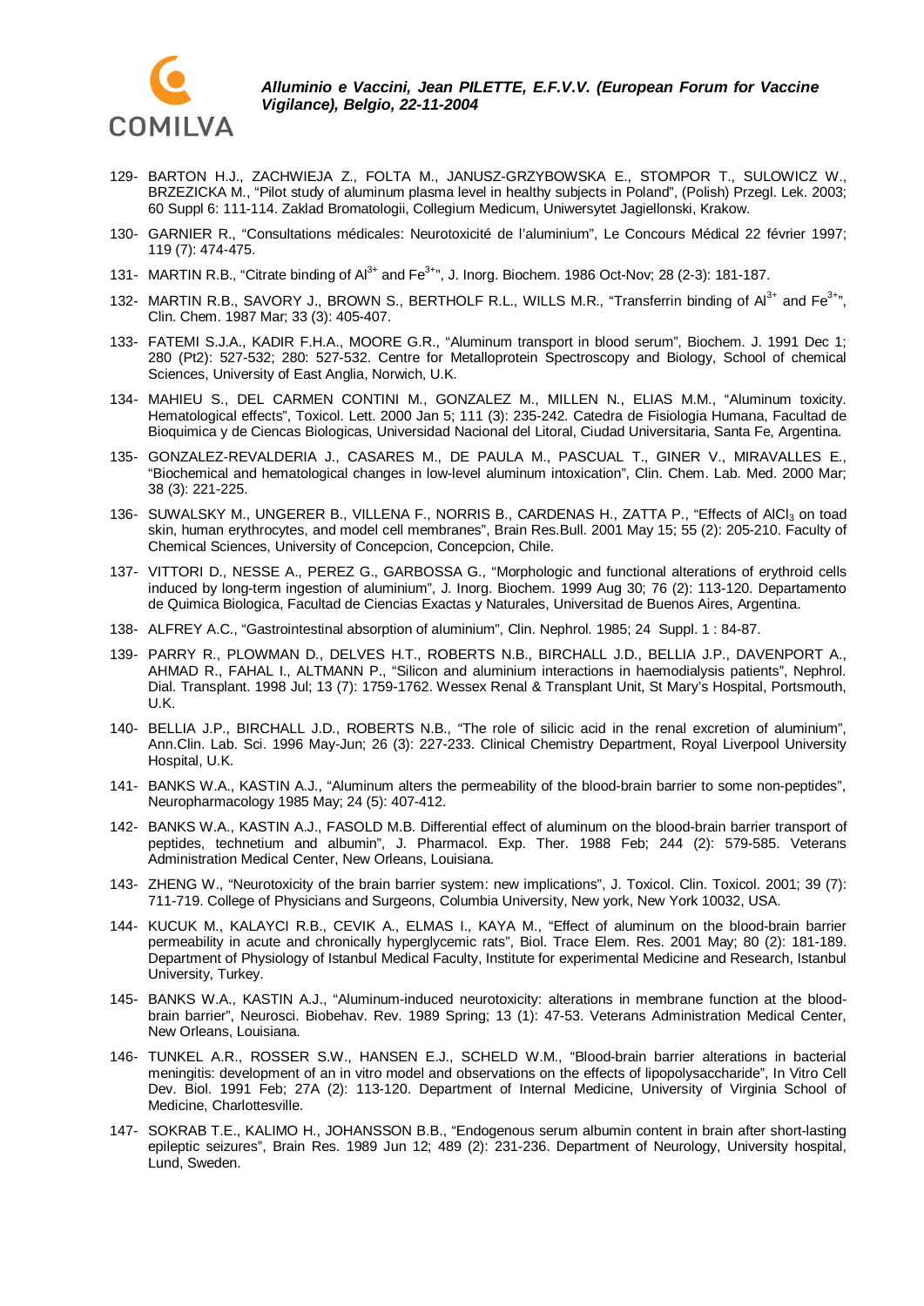129- BARTON H.J., ZACHWIEJA Z., FOLTA M., JANUSZ-GRZYBOWSKA E., STOMPOR T., SULOWICZ W., BRZEZICKA M., "Pilot study of aluminum plasma level in healthy subjects in Poland", (Polish) Przegl. Lek. 2003; 60 Suppl 6: 111-114. Zaklad Bromatologii, Collegium Medicum, Uniwersytet Jagiellonski, Krakow.

130- GARNIER R., "Consultations médicales: Neurotoxicité de l'aluminium", Le Concours Médical 22 février 1997; 119 (7): 474-475.

131- MARTIN R.B., "Citrate binding of $Al^{3+}$ and $Fe^{3+}$", J. Inorg. Biochem. 1986 Oct-Nov; 28 (2-3): 181-187.

132- MARTIN R.B., SAVORY J., BROWN S., BERTHOLF R.L., WILLS M.R., "Transferrin binding of $Al^{3+}$ and $Fe^{3+}$", Clin. Chem. 1987 Mar; 33 (3): 405-407.

133- FATEMI S.J.A., KADIR F.H.A., MOORE G.R., "Aluminum transport in blood serum", Biochem. J. 1991 Dec 1; 280 (Pt2): 527-532; 280: 527-532. Centre for Metalloprotein Spectroscopy and Biology, School of chemical Sciences, University of East Anglia, Norwich, U.K.

134- MAHIEU S., DEL CARMEN CONTINI M., GONZALEZ M., MILLEN N., ELIAS M.M., "Aluminum toxicity. Hematological effects", Toxicol. Lett. 2000 Jan 5; 111 (3): 235-242. Catedra de Fisiologia Humana, Facultad de Bioquimica y de Ciencas Biologicas, Universidad Nacional del Litoral, Ciudad Universitaria, Santa Fe, Argentina.

135- GONZALEZ-REVALDERIA J., CASARES M., DE PAULA M., PASCUAL T., GINER V., MIRAVALLES E., "Biochemical and hematological changes in low-level aluminum intoxication", Clin. Chem. Lab. Med. 2000 Mar; 38 (3): 221-225.

136- SUWALSKY M., UNGERER B., VILLENA F., NORRIS B., CARDENAS H., ZATTA P., "Effects of $AlCl_3$ on toad skin, human erythrocytes, and model cell membranes", Brain Res.Bull. 2001 May 15; 55 (2): 205-210. Faculty of Chemical Sciences, University of Concepcion, Concepcion, Chile.

137- VITTORI D., NESSE A., PEREZ G., GARBOSSA G., "Morphologic and functional alterations of erythroid cells induced by long-term ingestion of aluminium", J. Inorg. Biochem. 1999 Aug 30; 76 (2): 113-120. Departamento de Quimica Biologica, Facultad de Ciencias Exactas y Naturales, Universidad de Buenos Aires, Argentina.

138- ALFREY A.C., "Gastrointestinal absorption of aluminium", Clin. Nephrol. 1985; 24 Suppl. 1 : 84-87.

139- PARRY R., PLOWMAN D., DELVES H.T., ROBERTS N.B., BIRCHALL J.D., BELLIA J.P., DAVENPORT A., AHMAD R., FAHAL I., ALTMANN P., "Silicon and aluminium interactions in haemodialysis patients", Nephrol. Dial. Transplant. 1998 Jul; 13 (7): 1759-1762. Wessex Renal & Transplant Unit, St Mary's Hospital, Portsmouth, U.K.

140- BELLIA J.P., BIRCHALL J.D., ROBERTS N.B., "The role of silicic acid in the renal excretion of aluminium", Ann.Clin. Lab. Sci. 1996 May-Jun; 26 (3): 227-233. Clinical Chemistry Department, Royal Liverpool University Hospital, U.K.

141- BANKS W.A., KASTIN A.J., "Aluminum alters the permeability of the blood-brain barrier to some non-peptides", Neuropharmacology 1985 May; 24 (5): 407-412.

142- BANKS W.A., KASTIN A.J., FASOLD M.B. Differential effect of aluminum on the blood-brain barrier transport of peptides, technetium and albumin", J. Pharmacol. Exp. Ther. 1988 Feb; 244 (2): 579-585. Veterans Administration Medical Center, New Orleans, Louisiana.

143- ZHENG W., "Neurotoxicity of the brain barrier system: new implications", J. Toxicol. Clin. Toxicol. 2001; 39 (7): 711-719. College of Physicians and Surgeons, Columbia University, New york, New York 10032, USA.

144- KUCUK M., KALAYCI R.B., CEVIK A., ELMAS I., KAYA M., "Effect of aluminum on the blood-brain barrier permeability in acute and chronically hyperglycemic rats", Biol. Trace Elem. Res. 2001 May; 80 (2): 181-189. Department of Physiology of Istanbul Medical Faculty, Institute for experimental Medicine and Research, Istanbul University, Turkey.

145- BANKS W.A., KASTIN A.J., "Aluminum-induced neurotoxicity: alterations in membrane function at the blood-brain barrier", Neurosci. Biobehav. Rev. 1989 Spring; 13 (1): 47-53. Veterans Administration Medical Center, New Orleans, Louisiana.

146- TUNKEL A.R., ROSSER S.W., HANSEN E.J., SCHELD W.M., "Blood-brain barrier alterations in bacterial meningitis: development of an in vitro model and observations on the effects of lipopolysaccharide", In Vitro Cell Dev. Biol. 1991 Feb; 27A (2): 113-120. Department of Internal Medicine, University of Virginia School of Medicine, Charlottesville.

147- SOKRAB T.E., KALIMO H., JOHANSSON B.B., "Endogenous serum albumin content in brain after short-lasting epileptic seizures", Brain Res. 1989 Jun 12; 489 (2): 231-236. Department of Neurology, University hospital, Lund, Sweden.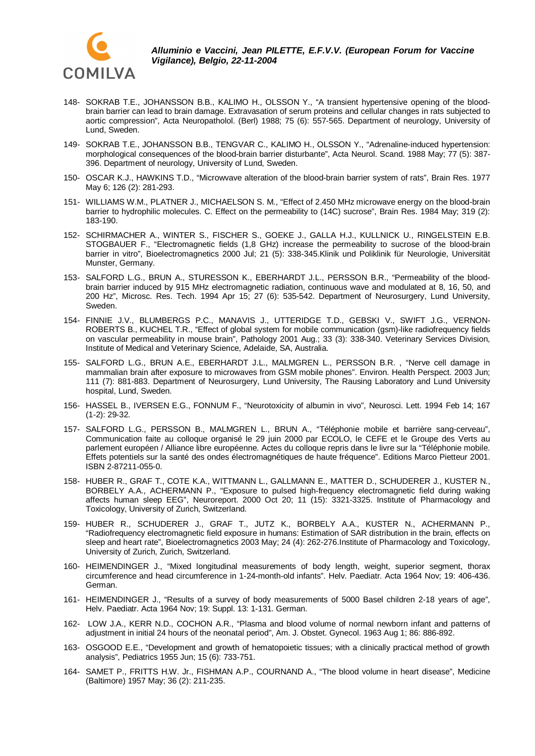148- SOKRAB T.E., JOHANSSON B.B., KALIMO H., OLSSON Y., "A transient hypertensive opening of the blood-brain barrier can lead to brain damage. Extravasation of serum proteins and cellular changes in rats subjected to aortic compression", Acta Neuropatholol. (Berl) 1988; 75 (6): 557-565. Department of neurology, University of Lund, Sweden.

149- SOKRAB T.E., JOHANSSON B.B., TENGVAR C., KALIMO H., OLSSON Y., "Adrenaline-induced hypertension: morphological consequences of the blood-brain barrier disturbante", Acta Neurol. Scand. 1988 May; 77 (5): 387-396. Department of neurology, University of Lund, Sweden.

150- OSCAR K.J., HAWKINS T.D., "Microwvave alteration of the blood-brain barrier system of rats", Brain Res. 1977 May 6; 126 (2): 281-293.

151- WILLIAMS W.M., PLATNER J., MICHAELSON S. M., "Effect of 2.450 MHz microwave energy on the blood-brain barrier to hydrophilic molecules. C. Effect on the permeability to (14C) sucrose", Brain Res. 1984 May; 319 (2): 183-190.

152- SCHIRMACHER A., WINTER S., FISCHER S., GOEKE J., GALLA H.J., KULLNICK U., RINGELSTEIN E.B. STOGBAUER F., "Electromagnetic fields (1,8 GHz) increase the permeability to sucrose of the blood-brain barrier in vitro", Bioelectromagnetics 2000 Jul; 21 (5): 338-345.Klinik und Poliklinik für Neurologie, Universität Munster, Germany.

153- SALFORD L.G., BRUN A., STURESSON K., EBERHARDT J.L., PERSSON B.R., "Permeability of the blood-brain barrier induced by 915 MHz electromagnetic radiation, continuous wave and modulated at 8, 16, 50, and 200 Hz", Microsc. Res. Tech. 1994 Apr 15; 27 (6): 535-542. Department of Neurosurgery, Lund University, Sweden.

154- FINNIE J.V., BLUMBERGS P.C., MANAVIS J., UTTERIDGE T.D., GEBSKI V., SWIFT J.G., VERNON-ROBERTS B., KUCHEL T.R., "Effect of global system for mobile communication (gsm)-like radiofrequency fields on vascular permeability in mouse brain", Pathology 2001 Aug.; 33 (3): 338-340. Veterinary Services Division, Institute of Medical and Veterinary Science, Adelaide, SA, Australia.

155- SALFORD L.G., BRUN A.E., EBERHARDT J.L., MALMGREN L., PERSSON B.R. , "Nerve cell damage in mammalian brain after exposure to microwaves from GSM mobile phones". Environ. Health Perspect. 2003 Jun; 111 (7): 881-883. Department of Neurosurgery, Lund University, The Rausing Laboratory and Lund University hospital, Lund, Sweden.

156- HASSEL B., IVERSEN E.G., FONNUM F., "Neurotoxicity of albumin in vivo", Neurosci. Lett. 1994 Feb 14; 167 (1-2): 29-32.

157- SALFORD L.G., PERSSON B., MALMGREN L., BRUN A., "Téléphonie mobile et barrière sang-cerveau", Communication faite au colloque organisé le 29 juin 2000 par ECOLO, le CEFE et le Groupe des Verts au parlement européen / Alliance libre européenne. Actes du colloque repris dans le livre sur la "Téléphonie mobile. Effets potentiels sur la santé des ondes électromagnétiques de haute fréquence". Editions Marco Pietteur 2001. ISBN 2-87211-055-0.

158- HUBER R., GRAF T., COTE K.A., WITTMANN L., GALLMANN E., MATTER D., SCHUDERER J., KUSTER N., BORBELY A.A., ACHERMANN P., "Exposure to pulsed high-frequency electromagnetic field during waking affects human sleep EEG", Neuroreport. 2000 Oct 20; 11 (15): 3321-3325. Institute of Pharmacology and Toxicology, University of Zurich, Switzerland.

159- HUBER R., SCHUDERER J., GRAF T., JUTZ K., BORBELY A.A., KUSTER N., ACHERMANN P., "Radiofrequency electromagnetic field exposure in humans: Estimation of SAR distribution in the brain, effects on sleep and heart rate", Bioelectromagnetics 2003 May; 24 (4): 262-276.Institute of Pharmacology and Toxicology, University of Zurich, Zurich, Switzerland.

160- HEIMENDINGER J., "Mixed longitudinal measurements of body length, weight, superior segment, thorax circumference and head circumference in 1-24-month-old infants". Helv. Paediatr. Acta 1964 Nov; 19: 406-436. German.

161- HEIMENDINGER J., "Results of a survey of body measurements of 5000 Basel children 2-18 years of age", Helv. Paediatr. Acta 1964 Nov; 19: Suppl. 13: 1-131. German.

162- LOW J.A., KERR N.D., COCHON A.R., "Plasma and blood volume of normal newborn infant and patterns of adjustment in initial 24 hours of the neonatal period", Am. J. Obstet. Gynecol. 1963 Aug 1; 86: 886-892.

163- OSGOOD E.E., "Development and growth of hematopoietic tissues; with a clinically practical method of growth analysis", Pediatrics 1955 Jun; 15 (6): 733-751.

164- SAMET P., FRITTS H.W. Jr., FISHMAN A.P., COURNAND A., "The blood volume in heart disease", Medicine (Baltimore) 1957 May; 36 (2): 211-235.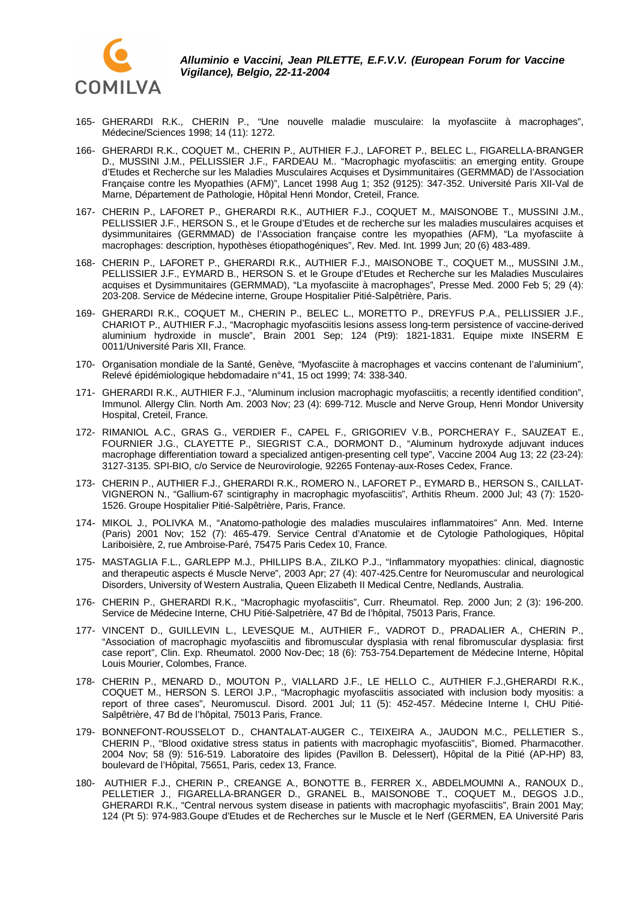165- GHERARDI R.K., CHERIN P., "Une nouvelle maladie musculaire: la myofasciite à macrophages", Médecine/Sciences 1998; 14 (11): 1272.

166- GHERARDI R.K., COQUET M., CHERIN P., AUTHIER F.J., LAFORET P., BELEC L., FIGARELLA-BRANGER D., MUSSINI J.M., PELLISSIER J.F., FARDEAU M.. "Macrophagic myofasciitis: an emerging entity. Groupe d'Etudes et Recherche sur les Maladies Musculaires Acquises et Dysimmunitaires (GERMMAD) de l'Association Française contre les Myopathies (AFM)", Lancet 1998 Aug 1; 352 (9125): 347-352. Université Paris XII-Val de Marne, Département de Pathologie, Hôpital Henri Mondor, Creteil, France.

167- CHERIN P., LAFORET P., GHERARDI R.K., AUTHIER F.J., COQUET M., MAISONOBE T., MUSSINI J.M., PELLISSIER J.F., HERSON S., et le Groupe d'Etudes et de recherche sur les maladies musculaires acquises et dysimmunitaires (GERMMAD) de l'Association française contre les myopathies (AFM), "La myofasciite à macrophages: description, hypothèses étiopathogéniques", Rev. Med. Int. 1999 Jun; 20 (6) 483-489.

168- CHERIN P., LAFORET P., GHERARDI R.K., AUTHIER F.J., MAISONOBE T., COQUET M.,, MUSSINI J.M., PELLISSIER J.F., EYMARD B., HERSON S. et le Groupe d'Etudes et Recherche sur les Maladies Musculaires acquises et Dysimmunitaires (GERMMAD), "La myofasciite à macrophages", Presse Med. 2000 Feb 5; 29 (4): 203-208. Service de Médecine interne, Groupe Hospitalier Pitié-Salpêtrière, Paris.

169- GHERARDI R.K., COQUET M., CHERIN P., BELEC L., MORETTO P., DREYFUS P.A., PELLISSIER J.F., CHARIOT P., AUTHIER F.J., "Macrophagic myofasciitis lesions assess long-term persistence of vaccine-derived aluminium hydroxide in muscle", Brain 2001 Sep; 124 (Pt9): 1821-1831. Equipe mixte INSERM E 0011/Université Paris XII, France.

170- Organisation mondiale de la Santé, Genève, "Myofasciite à macrophages et vaccins contenant de l'aluminium", Relevé épidémiologique hebdomadaire n°41, 15 oct 1999; 74: 338-340.

171- GHERARDI R.K., AUTHIER F.J., "Aluminum inclusion macrophagic myofasciitis; a recently identified condition", Immunol. Allergy Clin. North Am. 2003 Nov; 23 (4): 699-712. Muscle and Nerve Group, Henri Mondor University Hospital, Creteil, France.

172- RIMANIOL A.C., GRAS G., VERDIER F., CAPEL F., GRIGORIEV V.B., PORCHERAY F., SAUZEAT E., FOURNIER J.G., CLAYETTE P., SIEGRIST C.A., DORMONT D., "Aluminum hydroxyde adjuvant induces macrophage differentiation toward a specialized antigen-presenting cell type", Vaccine 2004 Aug 13; 22 (23-24): 3127-3135. SPI-BIO, c/o Service de Neurovirologie, 92265 Fontenay-aux-Roses Cedex, France.

173- CHERIN P., AUTHIER F.J., GHERARDI R.K., ROMERO N., LAFORET P., EYMARD B., HERSON S., CAILLAT-VIGNERON N., "Gallium-67 scintigraphy in macrophagic myofasciitis", Arthitis Rheum. 2000 Jul; 43 (7): 1520-1526. Groupe Hospitalier Pitié-Salpêtrière, Paris, France.

174- MIKOL J., POLIVKA M., "Anatomo-pathologie des maladies musculaires inflammatoires" Ann. Med. Interne (Paris) 2001 Nov; 152 (7): 465-479. Service Central d'Anatomie et de Cytologie Pathologiques, Hôpital Lariboisière, 2, rue Ambroise-Paré, 75475 Paris Cedex 10, France.

175- MASTAGLIA F.L., GARLEPP M.J., PHILLIPS B.A., ZILKO P.J., "Inflammatory myopathies: clinical, diagnostic and therapeutic aspects é Muscle Nerve", 2003 Apr; 27 (4): 407-425.Centre for Neuromuscular and neurological Disorders, University of Western Australia, Queen Elizabeth II Medical Centre, Nedlands, Australia.

176- CHERIN P., GHERARDI R.K., "Macrophagic myofasciitis", Curr. Rheumatol. Rep. 2000 Jun; 2 (3): 196-200. Service de Médecine Interne, CHU Pitié-Salpetrière, 47 Bd de l'hôpital, 75013 Paris, France.

177- VINCENT D., GUILLEVIN L., LEVESQUE M., AUTHIER F., VADROT D., PRADALIER A., CHERIN P., "Association of macrophagic myofasciitis and fibromuscular dysplasia with renal fibromuscular dysplasia: first case report", Clin. Exp. Rheumatol. 2000 Nov-Dec; 18 (6): 753-754.Departement de Médecine Interne, Hôpital Louis Mourier, Colombes, France.

178- CHERIN P., MENARD D., MOUTON P., VIALLARD J.F., LE HELLO C., AUTHIER F.J.,GHERARDI R.K., COQUET M., HERSON S. LEROI J.P., "Macrophagic myofasciitis associated with inclusion body myositis: a report of three cases", Neuromuscul. Disord. 2001 Jul; 11 (5): 452-457. Médecine Interne I, CHU Pitié-Salpêtrière, 47 Bd de l'hôpital, 75013 Paris, France.

179- BONNEFONT-ROUSSELOT D., CHANTALAT-AUGER C., TEIXEIRA A., JAUDON M.C., PELLETIER S., CHERIN P., "Blood oxidative stress status in patients with macrophagic myofasciitis", Biomed. Pharmacother. 2004 Nov; 58 (9): 516-519. Laboratoire des lipides (Pavillon B. Delessert), Hôpital de la Pitié (AP-HP) 83, boulevard de l'Hôpital, 75651, Paris, cedex 13, France.

180- AUTHIER F.J., CHERIN P., CREANGE A., BONOTTE B., FERRER X., ABDELMOUMNI A., RANOUX D., PELLETIER J., FIGARELLA-BRANGER D., GRANEL B., MAISONOBE T., COQUET M., DEGOS J.D., GHERARDI R.K., "Central nervous system disease in patients with macrophagic myofasciitis", Brain 2001 May; 124 (Pt 5): 974-983.Goupe d'Etudes et de Recherches sur le Muscle et le Nerf (GERMEN, EA Université Paris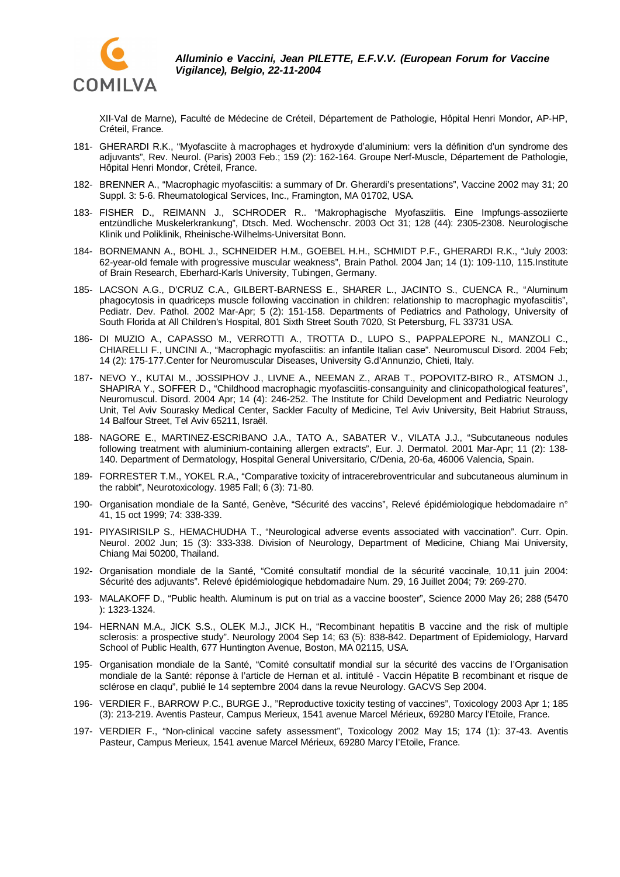XII-Val de Marne), Faculté de Médecine de Créteil, Département de Pathologie, Hôpital Henri Mondor, AP-HP, Créteil, France.

181- GHERARDI R.K., "Myofasciite à macrophages et hydroxyde d'aluminium: vers la définition d'un syndrome des adjuvants", Rev. Neurol. (Paris) 2003 Feb.; 159 (2): 162-164. Groupe Nerf-Muscle, Département de Pathologie, Hôpital Henri Mondor, Créteil, France.

182- BRENNER A., "Macrophagic myofasciitis: a summary of Dr. Gherardi's presentations", Vaccine 2002 may 31; 20 Suppl. 3: 5-6. Rheumatological Services, Inc., Framington, MA 01702, USA.

183- FISHER D., REIMANN J., SCHRODER R.. "Makrophagische Myofasziitis. Eine Impfungs-assoziierte entzündliche Muskelerkrankung", Dtsch. Med. Wochenschr. 2003 Oct 31; 128 (44): 2305-2308. Neurologische Klinik und Poliklinik, Rheinische-Wilhelms-Universitat Bonn.

184- BORNEMANN A., BOHL J., SCHNEIDER H.M., GOEBEL H.H., SCHMIDT P.F., GHERARDI R.K., "July 2003: 62-year-old female with progressive muscular weakness", Brain Pathol. 2004 Jan; 14 (1): 109-110, 115.Institute of Brain Research, Eberhard-Karls University, Tubingen, Germany.

185- LACSON A.G., D'CRUZ C.A., GILBERT-BARNESS E., SHARER L., JACINTO S., CUENCA R., "Aluminum phagocytosis in quadriceps muscle following vaccination in children: relationship to macrophagic myofasciitis", Pediatr. Dev. Pathol. 2002 Mar-Apr; 5 (2): 151-158. Departments of Pediatrics and Pathology, University of South Florida at All Children's Hospital, 801 Sixth Street South 7020, St Petersburg, FL 33731 USA.

186- DI MUZIO A., CAPASSO M., VERROTTI A., TROTTA D., LUPO S., PAPPALEPORE N., MANZOLI C., CHIARELLI F., UNCINI A., "Macrophagic myofasciitis: an infantile Italian case". Neuromuscul Disord. 2004 Feb; 14 (2): 175-177.Center for Neuromuscular Diseases, University G.d'Annunzio, Chieti, Italy.

187- NEVO Y., KUTAI M., JOSSIPHOV J., LIVNE A., NEEMAN Z., ARAB T., POPOVITZ-BIRO R., ATSMON J., SHAPIRA Y., SOFFER D., "Childhood macrophagic myofasciitis-consanguinity and clinicopathological features", Neuromuscul. Disord. 2004 Apr; 14 (4): 246-252. The Institute for Child Development and Pediatric Neurology Unit, Tel Aviv Sourasky Medical Center, Sackler Faculty of Medicine, Tel Aviv University, Beit Habriut Strauss, 14 Balfour Street, Tel Aviv 65211, Israël.

188- NAGORE E., MARTINEZ-ESCRIBANO J.A., TATO A., SABATER V., VILATA J.J., "Subcutaneous nodules following treatment with aluminium-containing allergen extracts", Eur. J. Dermatol. 2001 Mar-Apr; 11 (2): 138-140. Department of Dermatology, Hospital General Universitario, C/Denia, 20-6a, 46006 Valencia, Spain.

189- FORRESTER T.M., YOKEL R.A., "Comparative toxicity of intracerebroventricular and subcutaneous aluminum in the rabbit", Neurotoxicology. 1985 Fall; 6 (3): 71-80.

190- Organisation mondiale de la Santé, Genève, "Sécurité des vaccins", Relevé épidémiologique hebdomadaire n° 41, 15 oct 1999; 74: 338-339.

191- PIYASIRISILP S., HEMACHUDHA T., "Neurological adverse events associated with vaccination". Curr. Opin. Neurol. 2002 Jun; 15 (3): 333-338. Division of Neurology, Department of Medicine, Chiang Mai University, Chiang Mai 50200, Thailand.

192- Organisation mondiale de la Santé, "Comité consultatif mondial de la sécurité vaccinale, 10,11 juin 2004: Sécurité des adjuvants". Relevé épidémiologique hebdomadaire Num. 29, 16 Juillet 2004; 79: 269-270.

193- MALAKOFF D., "Public health. Aluminum is put on trial as a vaccine booster", Science 2000 May 26; 288 (5470 ): 1323-1324.

194- HERNAN M.A., JICK S.S., OLEK M.J., JICK H., "Recombinant hepatitis B vaccine and the risk of multiple sclerosis: a prospective study". Neurology 2004 Sep 14; 63 (5): 838-842. Department of Epidemiology, Harvard School of Public Health, 677 Huntington Avenue, Boston, MA 02115, USA.

195- Organisation mondiale de la Santé, "Comité consultatif mondial sur la sécurité des vaccins de l'Organisation mondiale de la Santé: réponse à l'article de Hernan et al. intitulé - Vaccin Hépatite B recombinant et risque de sclérose en claqu", publié le 14 septembre 2004 dans la revue Neurology. GACVS Sep 2004.

196- VERDIER F., BARROW P.C., BURGE J., "Reproductive toxicity testing of vaccines", Toxicology 2003 Apr 1; 185 (3): 213-219. Aventis Pasteur, Campus Merieux, 1541 avenue Marcel Mérieux, 69280 Marcy l'Etoile, France.

197- VERDIER F., "Non-clinical vaccine safety assessment", Toxicology 2002 May 15; 174 (1): 37-43. Aventis Pasteur, Campus Merieux, 1541 avenue Marcel Mérieux, 69280 Marcy l'Etoile, France.